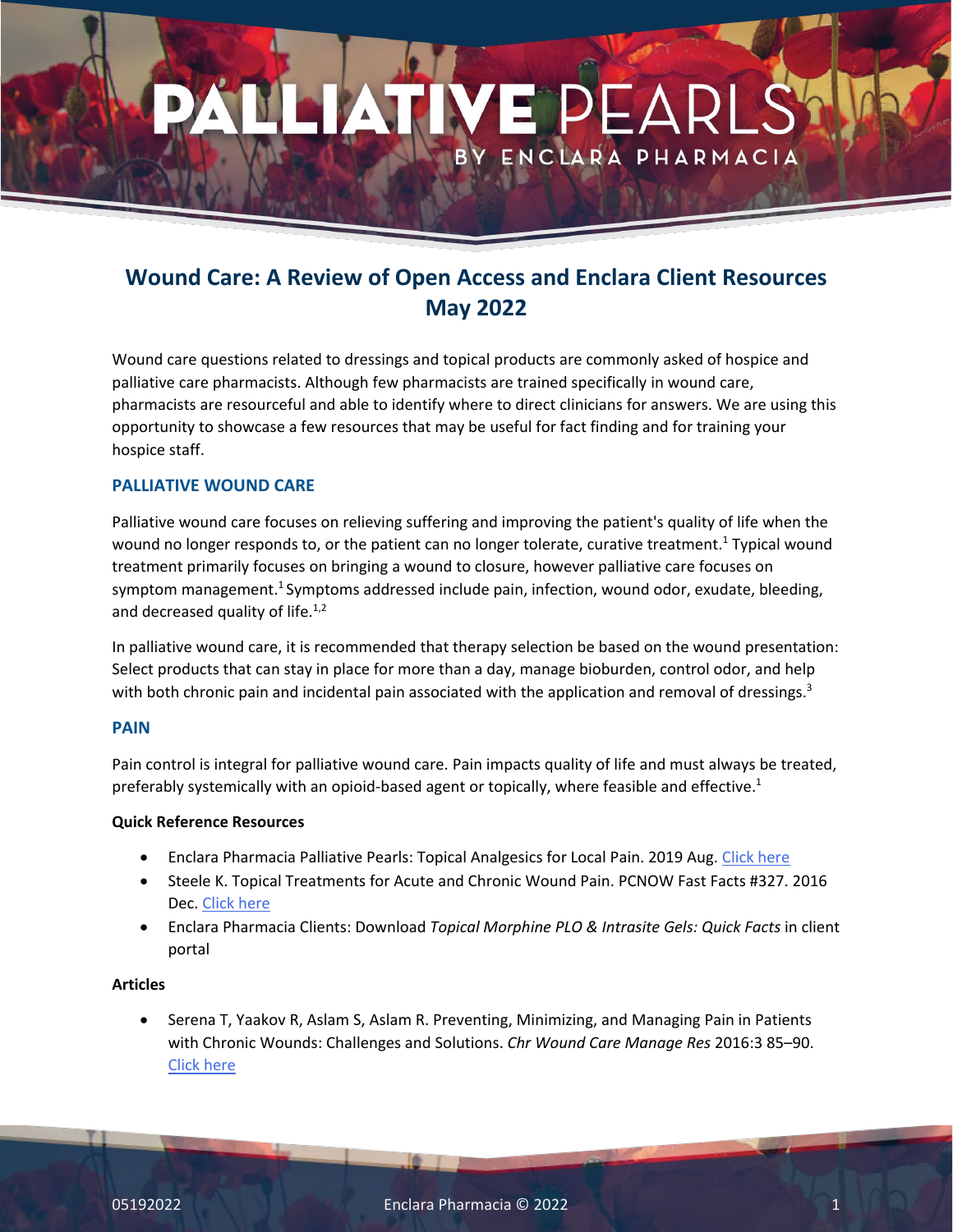# PALLIATIVE PEARLS BY ENCLARA PHARMACIA

## Wound Care: A Review of Open Access and Enclara Client Resources May 2022

Wound care questions related to dressings and topical products are commonly asked of hospice and palliative care pharmacists. Although few pharmacists are trained specifically in wound care, pharmacists are resourceful and able to identify where to direct clinicians for answers. We are using this opportunity to showcase a few resources that may be useful for fact finding and for training your hospice staff.

### PALLIATIVE WOUND CARE

Palliative wound care focuses on relieving suffering and improving the patient's quality of life when the wound no longer responds to, or the patient can no longer tolerate, curative treatment.[1] Typical wound treatment primarily focuses on bringing a wound to closure, however palliative care focuses on symptom management.[1] Symptoms addressed include pain, infection, wound odor, exudate, bleeding, and decreased quality of life.[1,2]

In palliative wound care, it is recommended that therapy selection be based on the wound presentation: Select products that can stay in place for more than a day, manage bioburden, control odor, and help with both chronic pain and incidental pain associated with the application and removal of dressings.[3]

### PAIN

Pain control is integral for palliative wound care. Pain impacts quality of life and must always be treated, preferably systemically with an opioid-based agent or topically, where feasible and effective.[1]

**Quick Reference Resources**

- Enclara Pharmacia Palliative Pearls: Topical Analgesics for Local Pain. 2019 Aug. Click here
- Steele K. Topical Treatments for Acute and Chronic Wound Pain. PCNOW Fast Facts #327. 2016 Dec. Click here
- Enclara Pharmacia Clients: Download *Topical Morphine PLO & Intrasite Gels: Quick Facts* in client portal

**Articles**

- Serena T, Yaakov R, Aslam S, Aslam R. Preventing, Minimizing, and Managing Pain in Patients with Chronic Wounds: Challenges and Solutions. *Chr Wound Care Manage Res* 2016:3 85–90. Click here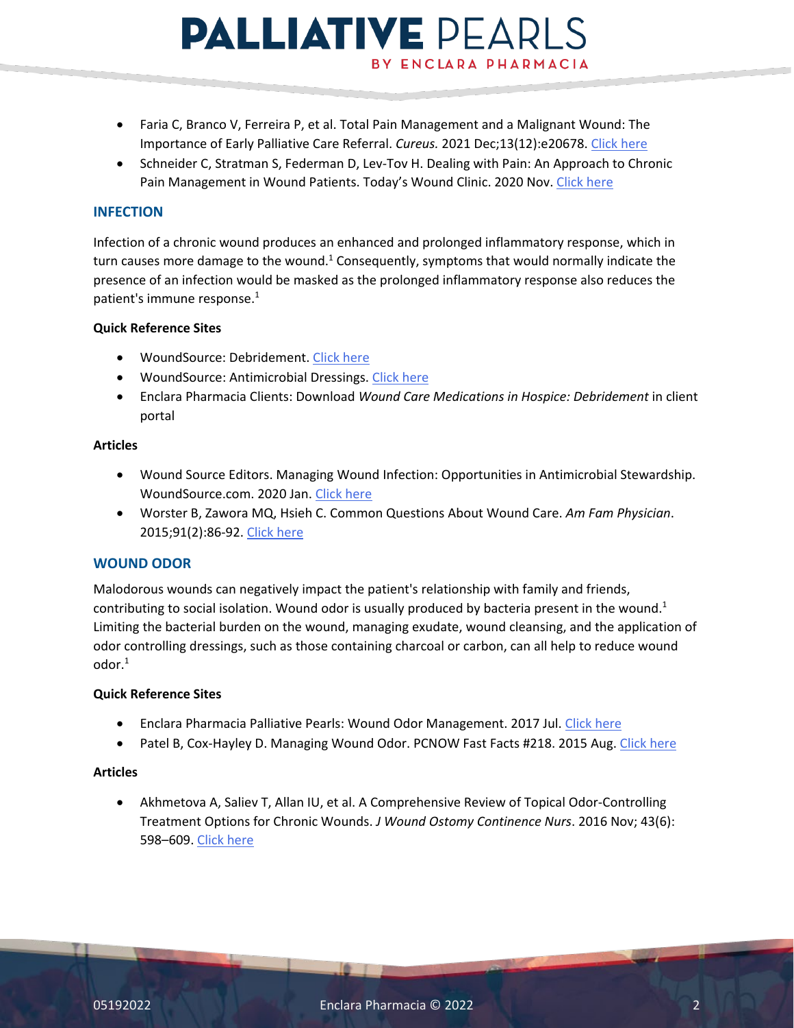- Faria C, Branco V, Ferreira P, et al. Total Pain Management and a Malignant Wound: The Importance of Early Palliative Care Referral. *Cureus.* 2021 Dec;13(12):e20678. Click here
- Schneider C, Stratman S, Federman D, Lev-Tov H. Dealing with Pain: An Approach to Chronic Pain Management in Wound Patients. Today's Wound Clinic. 2020 Nov. Click here

## INFECTION

Infection of a chronic wound produces an enhanced and prolonged inflammatory response, which in turn causes more damage to the wound.[1] Consequently, symptoms that would normally indicate the presence of an infection would be masked as the prolonged inflammatory response also reduces the patient's immune response.[1]

**Quick Reference Sites**

- WoundSource: Debridement. Click here
- WoundSource: Antimicrobial Dressings. Click here
- Enclara Pharmacia Clients: Download *Wound Care Medications in Hospice: Debridement* in client portal

**Articles**

- Wound Source Editors. Managing Wound Infection: Opportunities in Antimicrobial Stewardship. WoundSource.com. 2020 Jan. Click here
- Worster B, Zawora MQ, Hsieh C. Common Questions About Wound Care. *Am Fam Physician*. 2015;91(2):86-92. Click here

## WOUND ODOR

Malodorous wounds can negatively impact the patient's relationship with family and friends, contributing to social isolation. Wound odor is usually produced by bacteria present in the wound.[1] Limiting the bacterial burden on the wound, managing exudate, wound cleansing, and the application of odor controlling dressings, such as those containing charcoal or carbon, can all help to reduce wound odor.[1]

**Quick Reference Sites**

- Enclara Pharmacia Palliative Pearls: Wound Odor Management. 2017 Jul. Click here
- Patel B, Cox-Hayley D. Managing Wound Odor. PCNOW Fast Facts #218. 2015 Aug. Click here

**Articles**

- Akhmetova A, Saliev T, Allan IU, et al. A Comprehensive Review of Topical Odor-Controlling Treatment Options for Chronic Wounds. *J Wound Ostomy Continence Nurs*. 2016 Nov; 43(6): 598–609. Click here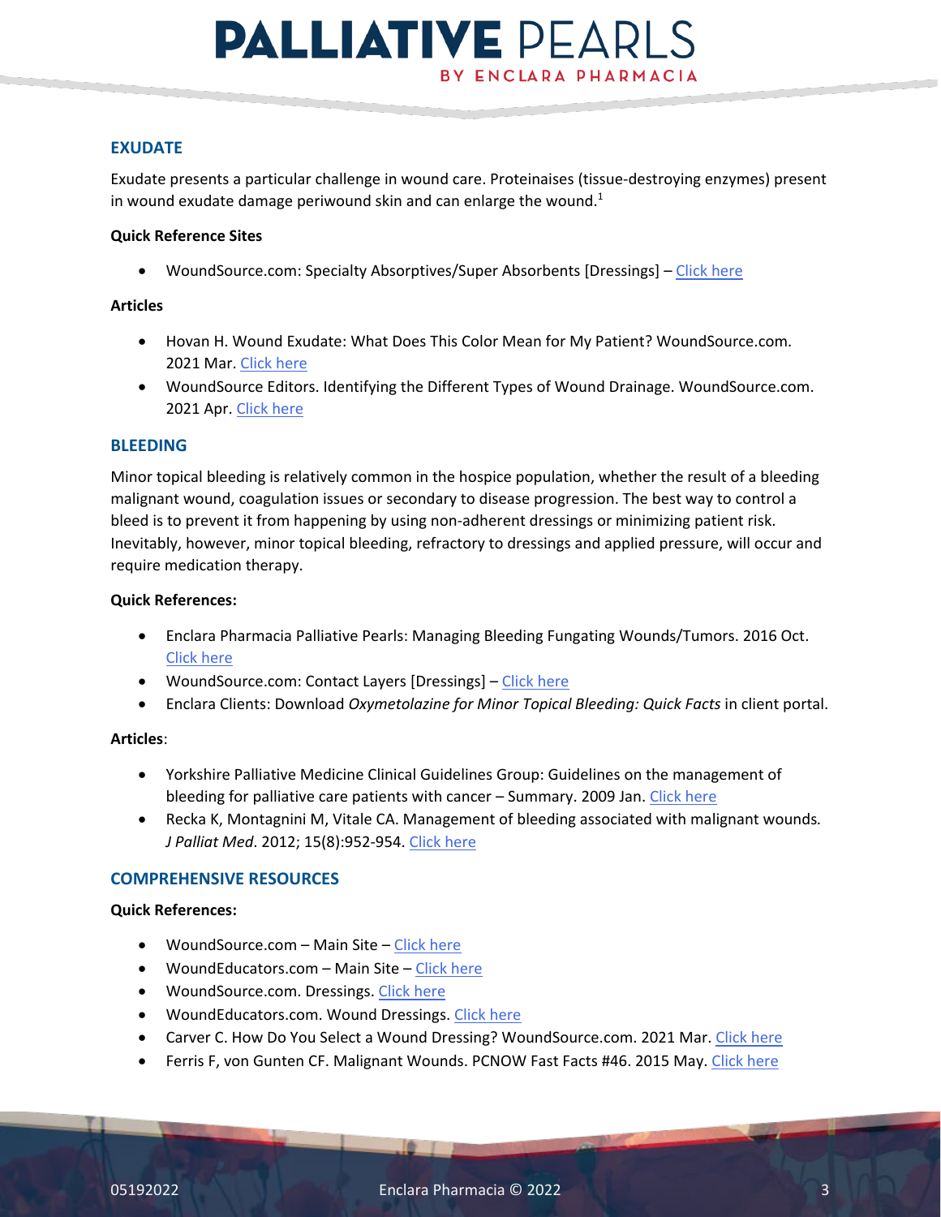## EXUDATE

Exudate presents a particular challenge in wound care. Proteinaises (tissue-destroying enzymes) present in wound exudate damage periwound skin and can enlarge the wound.[1]

**Quick Reference Sites**

- WoundSource.com: Specialty Absorptives/Super Absorbents [Dressings] – Click here

**Articles**

- Hovan H. Wound Exudate: What Does This Color Mean for My Patient? WoundSource.com. 2021 Mar. Click here
- WoundSource Editors. Identifying the Different Types of Wound Drainage. WoundSource.com. 2021 Apr. Click here

## BLEEDING

Minor topical bleeding is relatively common in the hospice population, whether the result of a bleeding malignant wound, coagulation issues or secondary to disease progression. The best way to control a bleed is to prevent it from happening by using non-adherent dressings or minimizing patient risk. Inevitably, however, minor topical bleeding, refractory to dressings and applied pressure, will occur and require medication therapy.

**Quick References:**

- Enclara Pharmacia Palliative Pearls: Managing Bleeding Fungating Wounds/Tumors. 2016 Oct. Click here
- WoundSource.com: Contact Layers [Dressings] – Click here
- Enclara Clients: Download *Oxymetolazine for Minor Topical Bleeding: Quick Facts* in client portal.

**Articles**:

- Yorkshire Palliative Medicine Clinical Guidelines Group: Guidelines on the management of bleeding for palliative care patients with cancer – Summary. 2009 Jan. Click here
- Recka K, Montagnini M, Vitale CA. Management of bleeding associated with malignant wounds. *J Palliat Med*. 2012; 15(8):952-954. Click here

## COMPREHENSIVE RESOURCES

**Quick References:**

- WoundSource.com – Main Site – Click here
- WoundEducators.com – Main Site – Click here
- WoundSource.com. Dressings. Click here
- WoundEducators.com. Wound Dressings. Click here
- Carver C. How Do You Select a Wound Dressing? WoundSource.com. 2021 Mar. Click here
- Ferris F, von Gunten CF. Malignant Wounds. PCNOW Fast Facts #46. 2015 May. Click here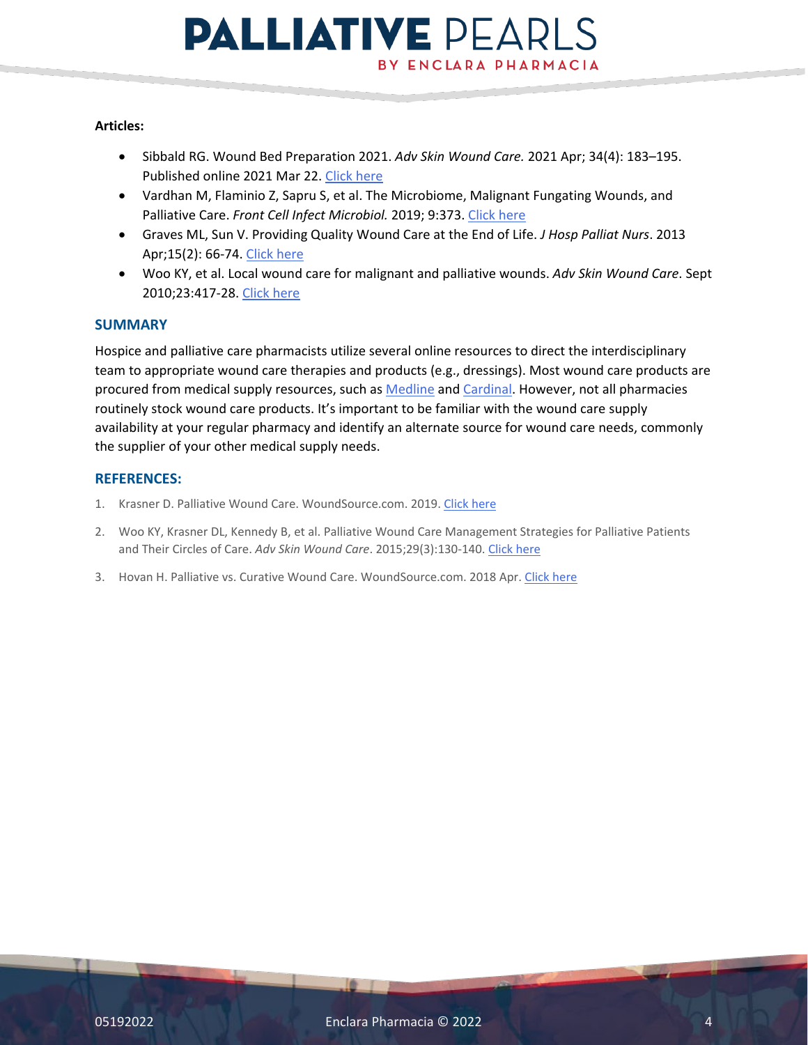**Articles:**

- Sibbald RG. Wound Bed Preparation 2021. *Adv Skin Wound Care.* 2021 Apr; 34(4): 183–195. Published online 2021 Mar 22. Click here
- Vardhan M, Flaminio Z, Sapru S, et al. The Microbiome, Malignant Fungating Wounds, and Palliative Care. *Front Cell Infect Microbiol.* 2019; 9:373. Click here
- Graves ML, Sun V. Providing Quality Wound Care at the End of Life. *J Hosp Palliat Nurs*. 2013 Apr;15(2): 66-74. Click here
- Woo KY, et al. Local wound care for malignant and palliative wounds. *Adv Skin Wound Care*. Sept 2010;23:417-28. Click here

## SUMMARY

Hospice and palliative care pharmacists utilize several online resources to direct the interdisciplinary team to appropriate wound care therapies and products (e.g., dressings). Most wound care products are procured from medical supply resources, such as Medline and Cardinal. However, not all pharmacies routinely stock wound care products. It's important to be familiar with the wound care supply availability at your regular pharmacy and identify an alternate source for wound care needs, commonly the supplier of your other medical supply needs.

## REFERENCES:

1. Krasner D. Palliative Wound Care. WoundSource.com. 2019. Click here
2. Woo KY, Krasner DL, Kennedy B, et al. Palliative Wound Care Management Strategies for Palliative Patients and Their Circles of Care. *Adv Skin Wound Care*. 2015;29(3):130-140. Click here
3. Hovan H. Palliative vs. Curative Wound Care. WoundSource.com. 2018 Apr. Click here